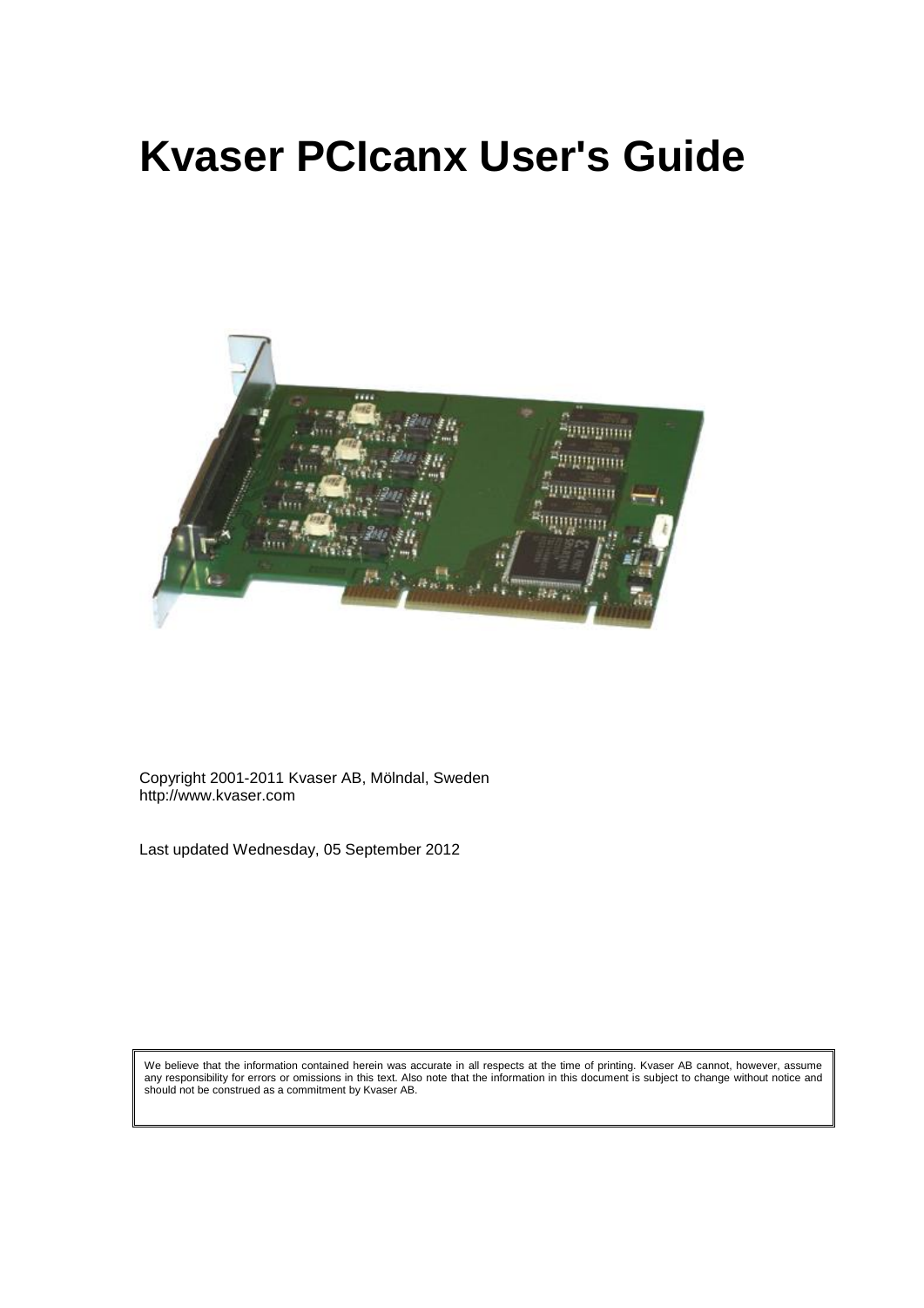# Kvaser PCIcanx User's Guide

Copyright 2001-2011 Kvaser AB, Mölndal, Sweden
http://www.kvaser.com

Last updated Wednesday, 05 September 2012

We believe that the information contained herein was accurate in all respects at the time of printing. Kvaser AB cannot, however, assume any responsibility for errors or omissions in this text. Also note that the information in this document is subject to change without notice and should not be construed as a commitment by Kvaser AB.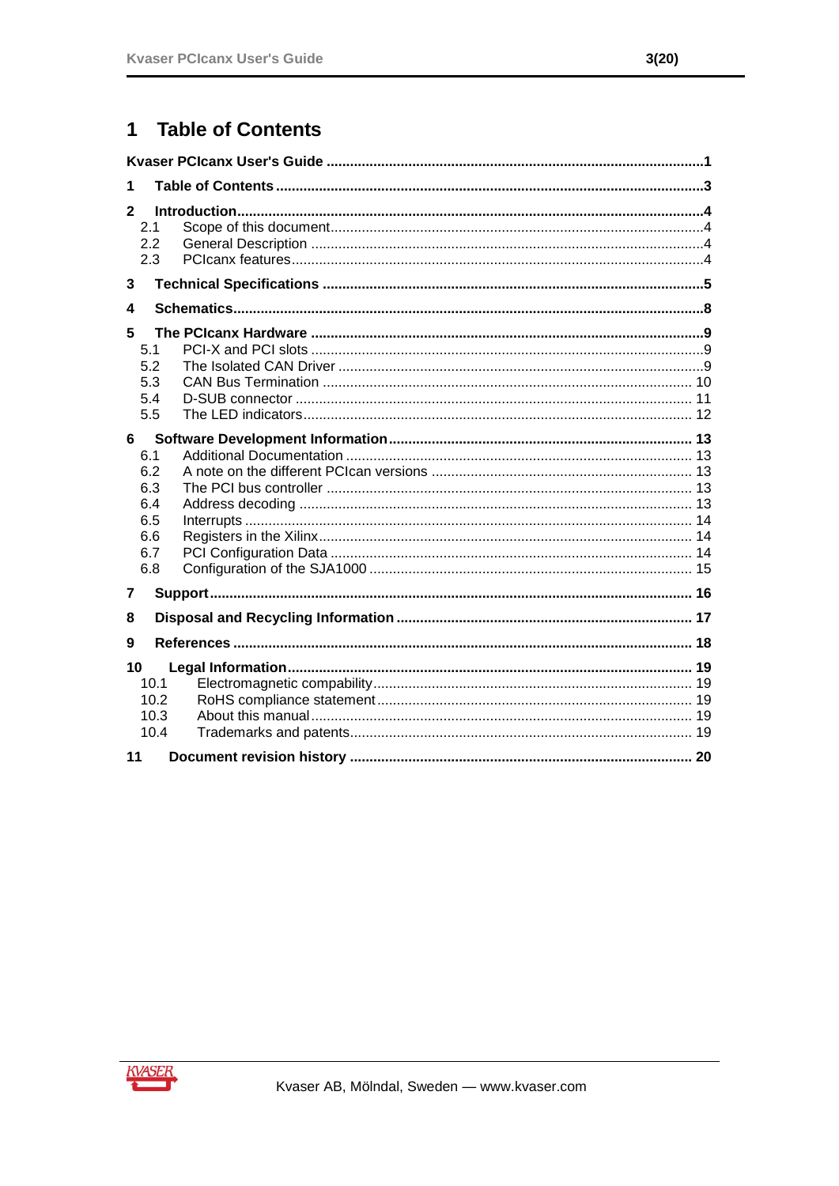# 1 Table of Contents

**Kaser PCIcanx User's Guide** .......... **1**

**1 Table of Contents** .......... **3**

**2 Introduction** .......... **4**
- 2.1 Scope of this document .......... 4
- 2.2 General Description .......... 4
- 2.3 PCIcanx features .......... 4

**3 Technical Specifications** .......... **5**

**4 Schematics** .......... **8**

**5 The PCIcanx Hardware** .......... **9**
- 5.1 PCI-X and PCI slots .......... 9
- 5.2 The Isolated CAN Driver .......... 9
- 5.3 CAN Bus Termination .......... 10
- 5.4 D-SUB connector .......... 11
- 5.5 The LED indicators .......... 12

**6 Software Development Information** .......... **13**
- 6.1 Additional Documentation .......... 13
- 6.2 A note on the different PCIcan versions .......... 13
- 6.3 The PCI bus controller .......... 13
- 6.4 Address decoding .......... 13
- 6.5 Interrupts .......... 14
- 6.6 Registers in the Xilinx .......... 14
- 6.7 PCI Configuration Data .......... 14
- 6.8 Configuration of the SJA1000 .......... 15

**7 Support** .......... **16**

**8 Disposal and Recycling Information** .......... **17**

**9 References** .......... **18**

**10 Legal Information** .......... **19**
- 10.1 Electromagnetic compability .......... 19
- 10.2 RoHS compliance statement .......... 19
- 10.3 About this manual .......... 19
- 10.4 Trademarks and patents .......... 19

**11 Document revision history** .......... **20**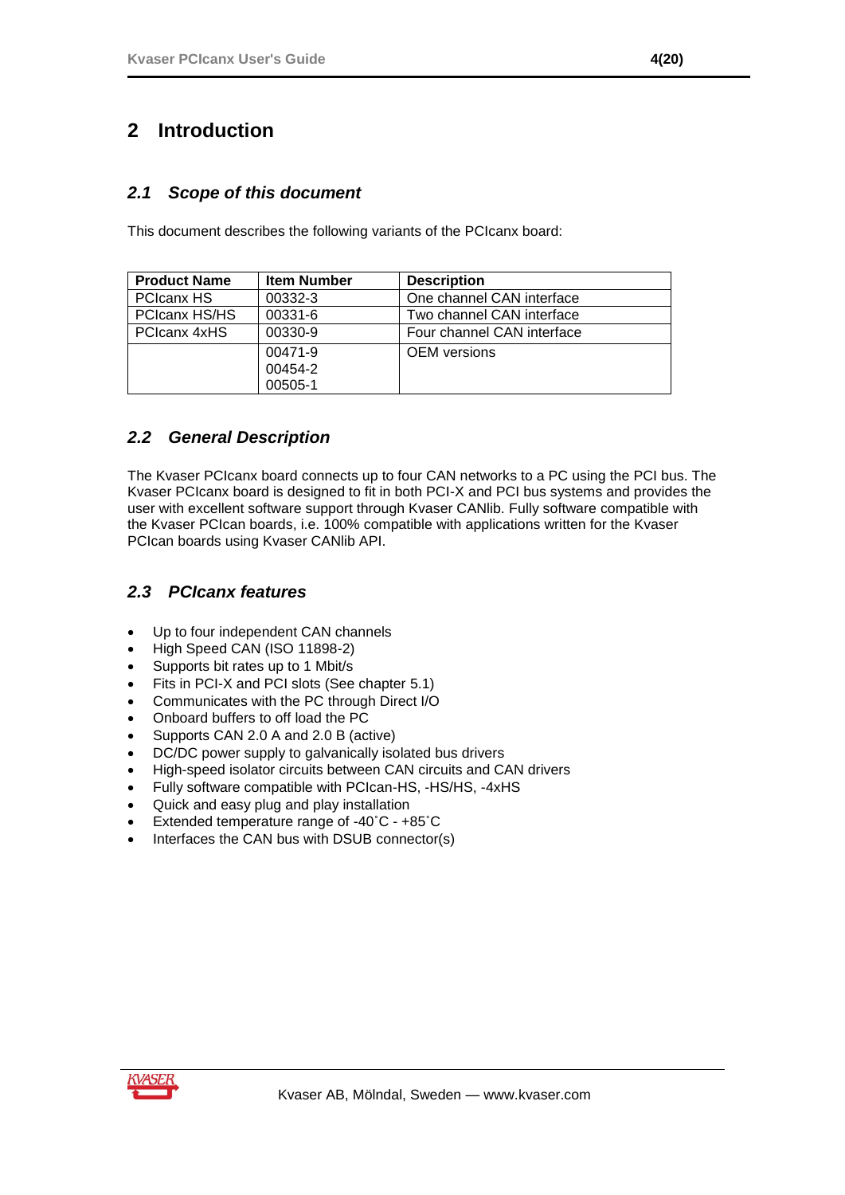# 2 Introduction

## *2.1 Scope of this document*

This document describes the following variants of the PCIcanx board:

| Product Name | Item Number | Description |
|---|---|---|
| PCIcanx HS | 00332-3 | One channel CAN interface |
| PCIcanx HS/HS | 00331-6 | Two channel CAN interface |
| PCIcanx 4xHS | 00330-9 | Four channel CAN interface |
| | 00471-9<br>00454-2<br>00505-1 | OEM versions |

## *2.2 General Description*

The Kvaser PCIcanx board connects up to four CAN networks to a PC using the PCI bus. The Kvaser PCIcanx board is designed to fit in both PCI-X and PCI bus systems and provides the user with excellent software support through Kvaser CANlib. Fully software compatible with the Kvaser PCIcan boards, i.e. 100% compatible with applications written for the Kvaser PCIcan boards using Kvaser CANlib API.

## *2.3 PCIcanx features*

- Up to four independent CAN channels
- High Speed CAN (ISO 11898-2)
- Supports bit rates up to 1 Mbit/s
- Fits in PCI-X and PCI slots (See chapter 5.1)
- Communicates with the PC through Direct I/O
- Onboard buffers to off load the PC
- Supports CAN 2.0 A and 2.0 B (active)
- DC/DC power supply to galvanically isolated bus drivers
- High-speed isolator circuits between CAN circuits and CAN drivers
- Fully software compatible with PCIcan-HS, -HS/HS, -4xHS
- Quick and easy plug and play installation
- Extended temperature range of -40˚C - +85˚C
- Interfaces the CAN bus with DSUB connector(s)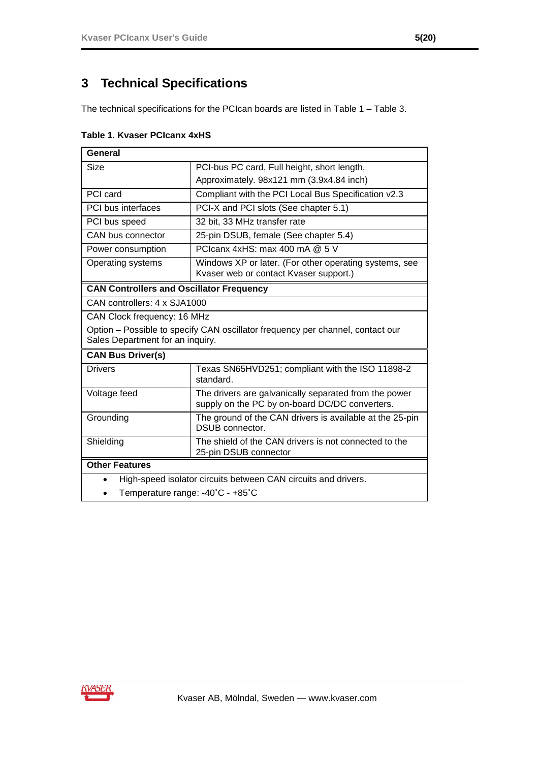# 3 Technical Specifications

The technical specifications for the PCIcan boards are listed in Table 1 – Table 3.

**Table 1. Kvaser PCIcanx 4xHS**

| **General** | |
|---|---|
| Size | PCI-bus PC card, Full height, short length, Approximately. 98x121 mm (3.9x4.84 inch) |
| PCI card | Compliant with the PCI Local Bus Specification v2.3 |
| PCI bus interfaces | PCI-X and PCI slots (See chapter 5.1) |
| PCI bus speed | 32 bit, 33 MHz transfer rate |
| CAN bus connector | 25-pin DSUB, female (See chapter 5.4) |
| Power consumption | PCIcanx 4xHS: max 400 mA @ 5 V |
| Operating systems | Windows XP or later. (For other operating systems, see Kvaser web or contact Kvaser support.) |
| **CAN Controllers and Oscillator Frequency** | |
| CAN controllers: 4 x SJA1000 | |
| CAN Clock frequency: 16 MHz<br>Option – Possible to specify CAN oscillator frequency per channel, contact our Sales Department for an inquiry. | |
| **CAN Bus Driver(s)** | |
| Drivers | Texas SN65HVD251; compliant with the ISO 11898-2 standard. |
| Voltage feed | The drivers are galvanically separated from the power supply on the PC by on-board DC/DC converters. |
| Grounding | The ground of the CAN drivers is available at the 25-pin DSUB connector. |
| Shielding | The shield of the CAN drivers is not connected to the 25-pin DSUB connector |
| **Other Features** | |
| • High-speed isolator circuits between CAN circuits and drivers.<br>• Temperature range: -40˚C - +85˚C | |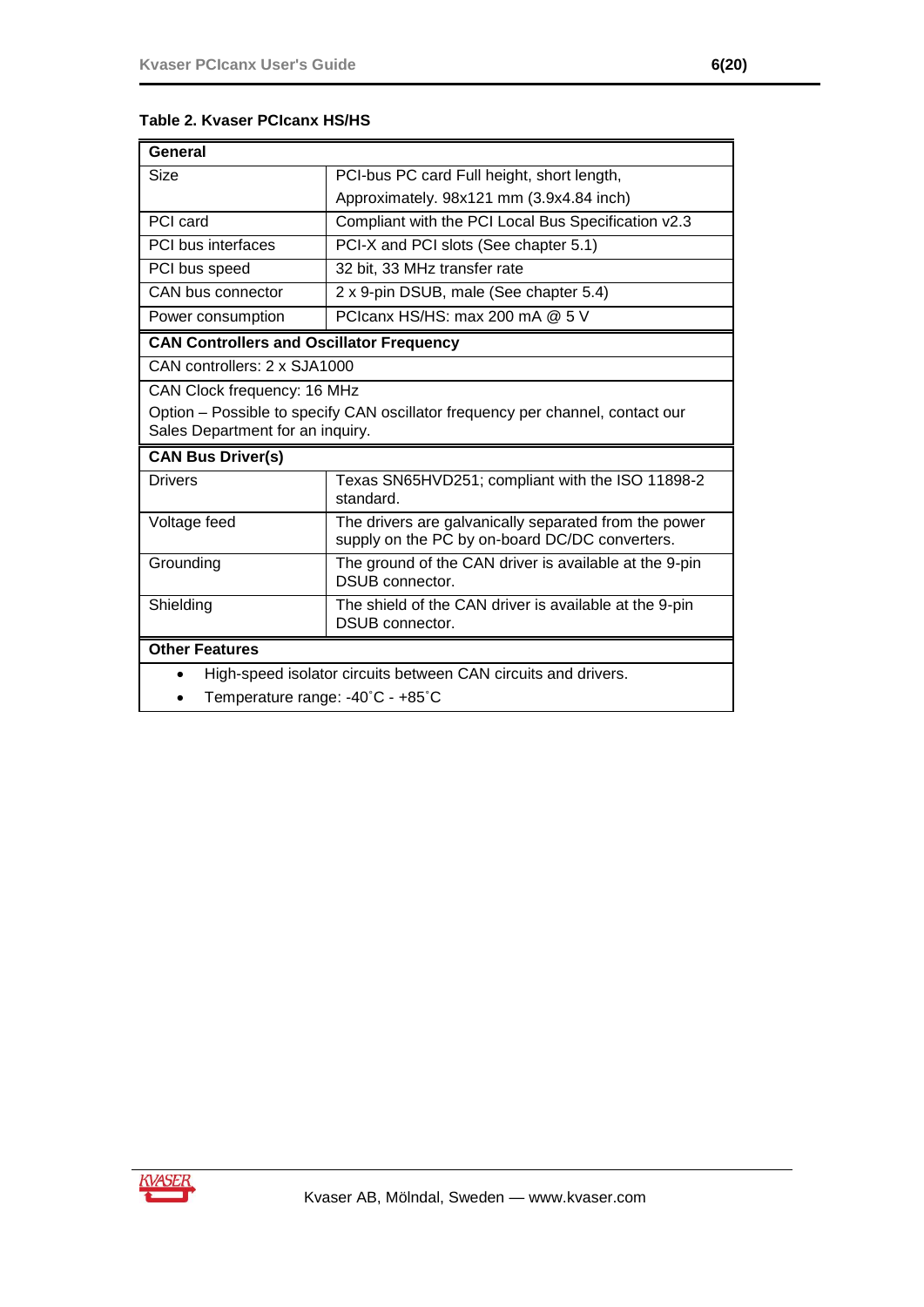**Table 2. Kvaser PCIcanx HS/HS**

| **General** | |
|---|---|
| Size | PCI-bus PC card Full height, short length, Approximately. 98x121 mm (3.9x4.84 inch) |
| PCI card | Compliant with the PCI Local Bus Specification v2.3 |
| PCI bus interfaces | PCI-X and PCI slots (See chapter 5.1) |
| PCI bus speed | 32 bit, 33 MHz transfer rate |
| CAN bus connector | 2 x 9-pin DSUB, male (See chapter 5.4) |
| Power consumption | PCIcanx HS/HS: max 200 mA @ 5 V |
| **CAN Controllers and Oscillator Frequency** | |
| CAN controllers: 2 x SJA1000 | |
| CAN Clock frequency: 16 MHz<br>Option – Possible to specify CAN oscillator frequency per channel, contact our Sales Department for an inquiry. | |
| **CAN Bus Driver(s)** | |
| Drivers | Texas SN65HVD251; compliant with the ISO 11898-2 standard. |
| Voltage feed | The drivers are galvanically separated from the power supply on the PC by on-board DC/DC converters. |
| Grounding | The ground of the CAN driver is available at the 9-pin DSUB connector. |
| Shielding | The shield of the CAN driver is available at the 9-pin DSUB connector. |
| **Other Features** | |
| • High-speed isolator circuits between CAN circuits and drivers.<br>• Temperature range: -40˚C - +85˚C | |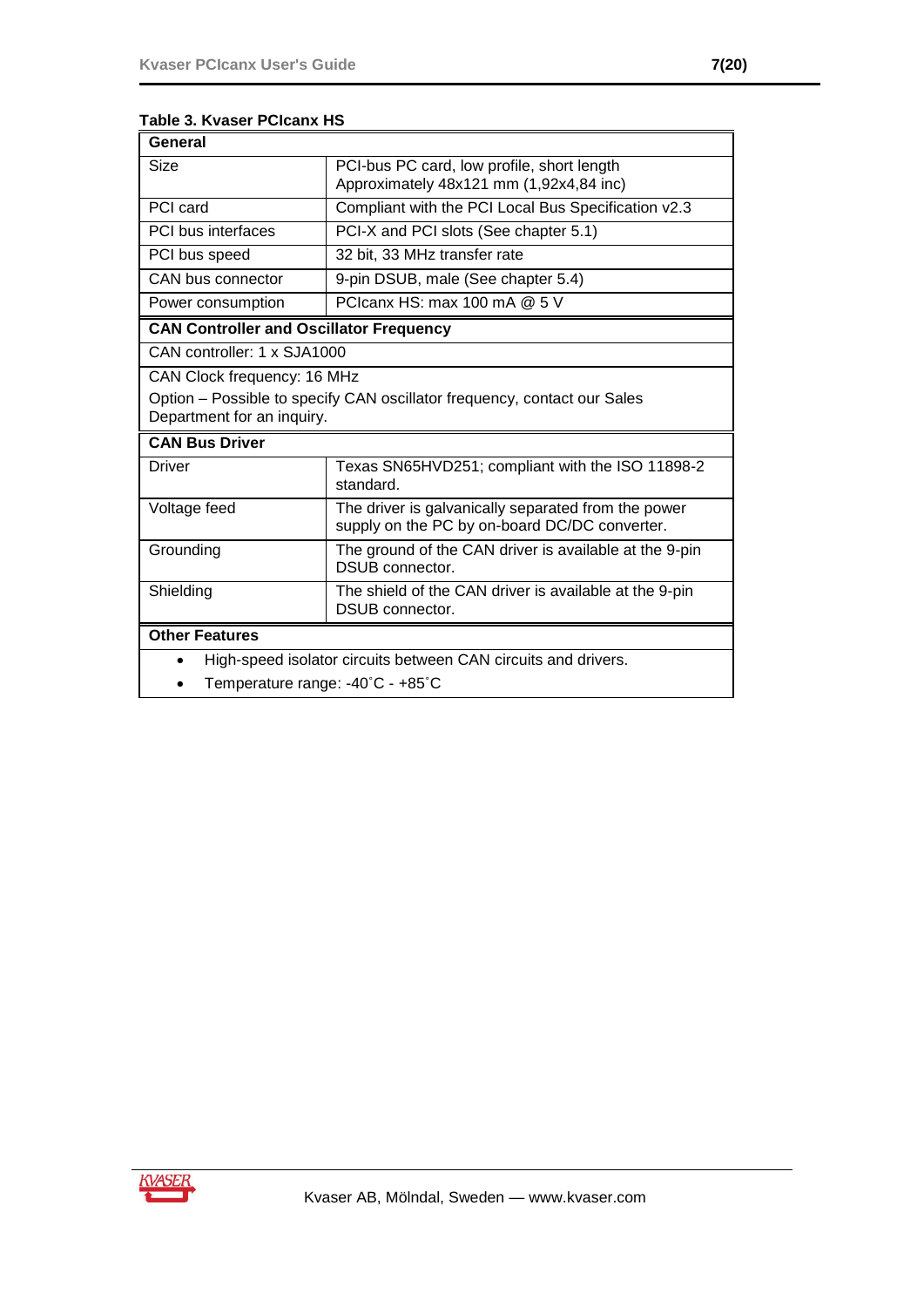**Table 3. Kvaser PCIcanx HS**

| **General** | |
|---|---|
| Size | PCI-bus PC card, low profile, short length<br>Approximately 48x121 mm (1,92x4,84 inc) |
| PCI card | Compliant with the PCI Local Bus Specification v2.3 |
| PCI bus interfaces | PCI-X and PCI slots (See chapter 5.1) |
| PCI bus speed | 32 bit, 33 MHz transfer rate |
| CAN bus connector | 9-pin DSUB, male (See chapter 5.4) |
| Power consumption | PCIcanx HS: max 100 mA @ 5 V |
| **CAN Controller and Oscillator Frequency** | |
| CAN controller: 1 x SJA1000 | |
| CAN Clock frequency: 16 MHz<br>Option – Possible to specify CAN oscillator frequency, contact our Sales Department for an inquiry. | |
| **CAN Bus Driver** | |
| Driver | Texas SN65HVD251; compliant with the ISO 11898-2 standard. |
| Voltage feed | The driver is galvanically separated from the power supply on the PC by on-board DC/DC converter. |
| Grounding | The ground of the CAN driver is available at the 9-pin DSUB connector. |
| Shielding | The shield of the CAN driver is available at the 9-pin DSUB connector. |
| **Other Features** | |
| • High-speed isolator circuits between CAN circuits and drivers.<br>• Temperature range: -40˚C - +85˚C | |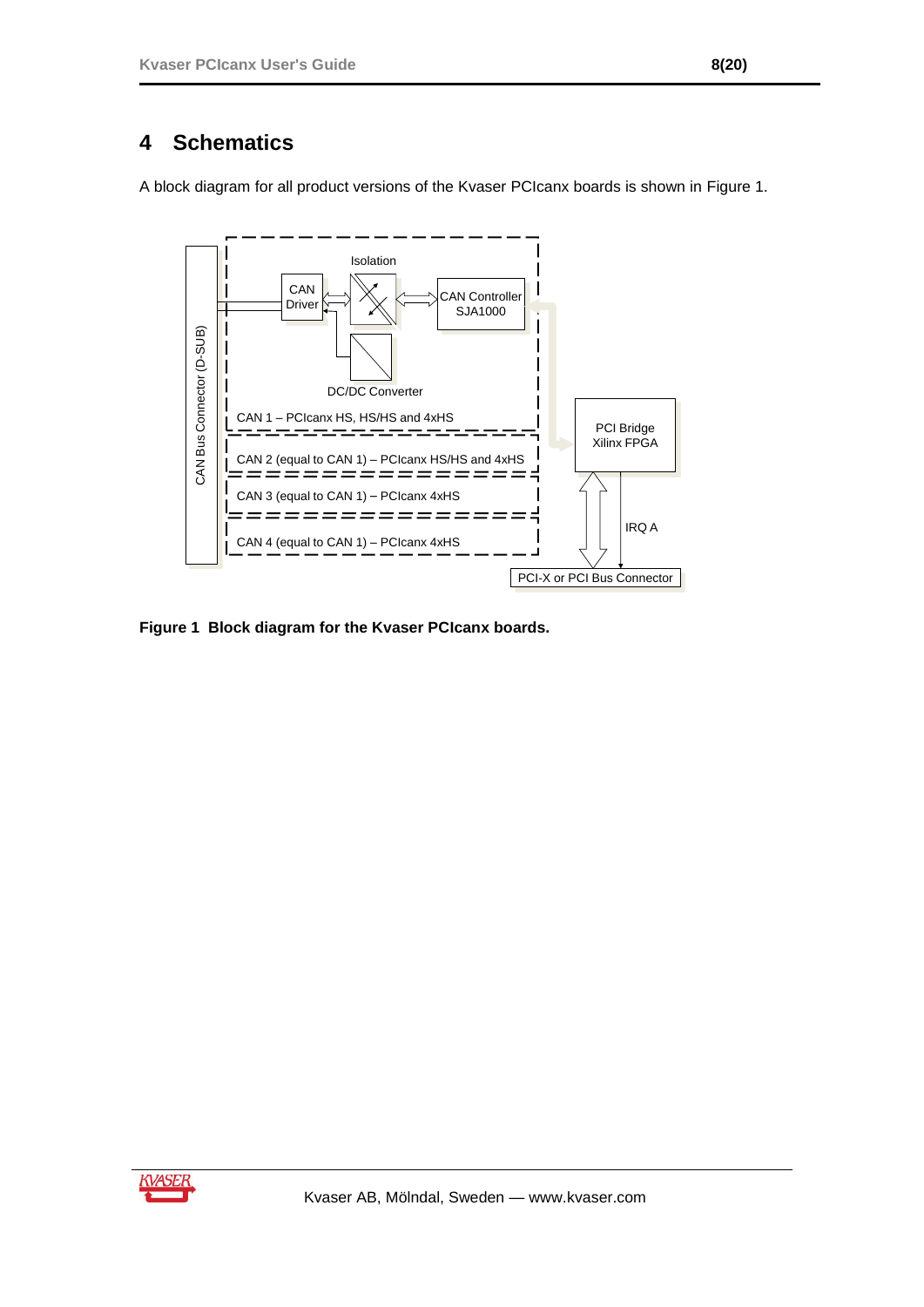# 4 Schematics

A block diagram for all product versions of the Kvaser PCIcanx boards is shown in Figure 1.

**Figure 1 Block diagram for the Kvaser PCIcanx boards.**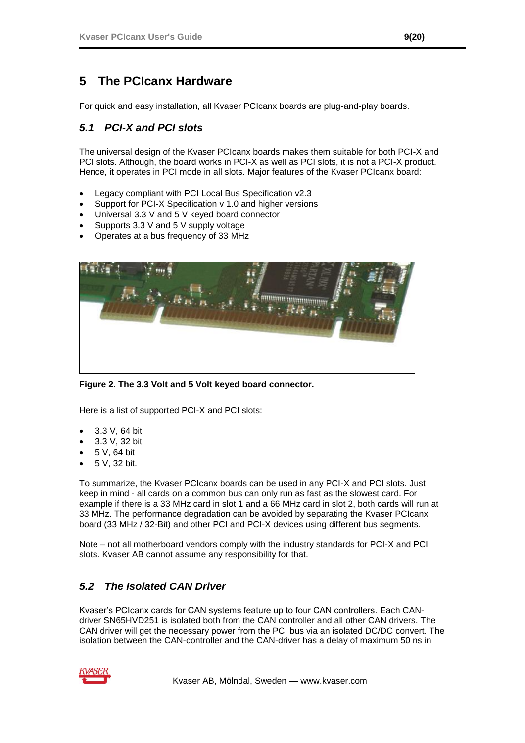# 5 The PCIcanx Hardware

For quick and easy installation, all Kvaser PCIcanx boards are plug-and-play boards.

## 5.1 PCI-X and PCI slots

The universal design of the Kvaser PCIcanx boards makes them suitable for both PCI-X and PCI slots. Although, the board works in PCI-X as well as PCI slots, it is not a PCI-X product. Hence, it operates in PCI mode in all slots. Major features of the Kvaser PCIcanx board:

- Legacy compliant with PCI Local Bus Specification v2.3
- Support for PCI-X Specification v 1.0 and higher versions
- Universal 3.3 V and 5 V keyed board connector
- Supports 3.3 V and 5 V supply voltage
- Operates at a bus frequency of 33 MHz

**Figure 2. The 3.3 Volt and 5 Volt keyed board connector.**

Here is a list of supported PCI-X and PCI slots:

- 3.3 V, 64 bit
- 3.3 V, 32 bit
- 5 V, 64 bit
- 5 V, 32 bit.

To summarize, the Kvaser PCIcanx boards can be used in any PCI-X and PCI slots. Just keep in mind - all cards on a common bus can only run as fast as the slowest card. For example if there is a 33 MHz card in slot 1 and a 66 MHz card in slot 2, both cards will run at 33 MHz. The performance degradation can be avoided by separating the Kvaser PCIcanx board (33 MHz / 32-Bit) and other PCI and PCI-X devices using different bus segments.

Note – not all motherboard vendors comply with the industry standards for PCI-X and PCI slots. Kvaser AB cannot assume any responsibility for that.

## 5.2 The Isolated CAN Driver

Kvaser's PCIcanx cards for CAN systems feature up to four CAN controllers. Each CAN-driver SN65HVD251 is isolated both from the CAN controller and all other CAN drivers. The CAN driver will get the necessary power from the PCI bus via an isolated DC/DC convert. The isolation between the CAN-controller and the CAN-driver has a delay of maximum 50 ns in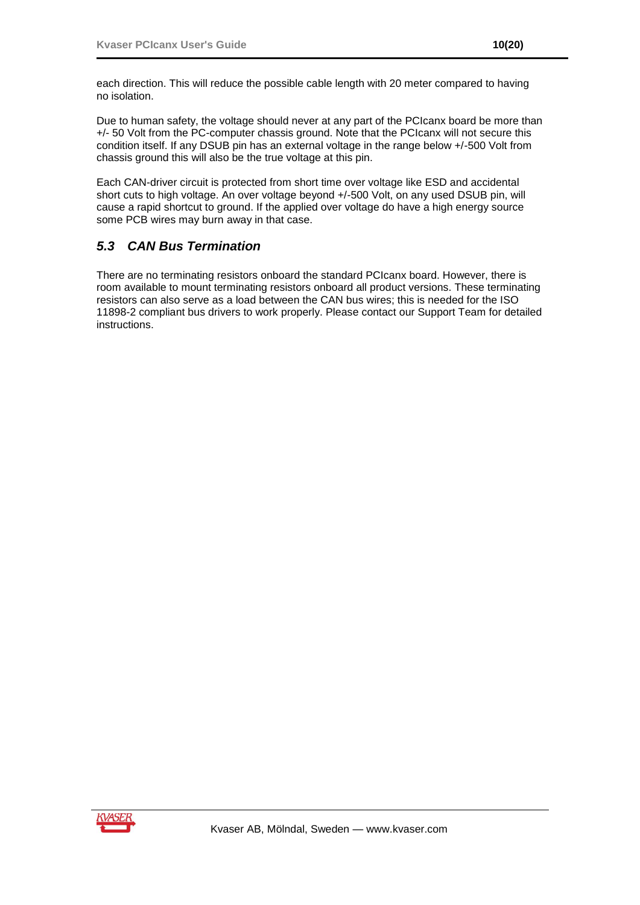each direction. This will reduce the possible cable length with 20 meter compared to having no isolation.

Due to human safety, the voltage should never at any part of the PCIcanx board be more than +/- 50 Volt from the PC-computer chassis ground. Note that the PCIcanx will not secure this condition itself. If any DSUB pin has an external voltage in the range below +/-500 Volt from chassis ground this will also be the true voltage at this pin.

Each CAN-driver circuit is protected from short time over voltage like ESD and accidental short cuts to high voltage. An over voltage beyond +/-500 Volt, on any used DSUB pin, will cause a rapid shortcut to ground. If the applied over voltage do have a high energy source some PCB wires may burn away in that case.

## *5.3 CAN Bus Termination*

There are no terminating resistors onboard the standard PCIcanx board. However, there is room available to mount terminating resistors onboard all product versions. These terminating resistors can also serve as a load between the CAN bus wires; this is needed for the ISO 11898-2 compliant bus drivers to work properly. Please contact our Support Team for detailed instructions.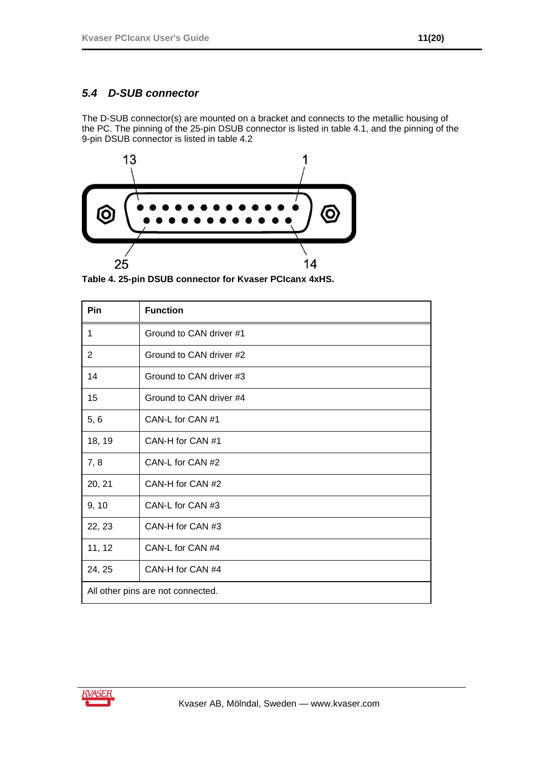### *5.4 D-SUB connector*

The D-SUB connector(s) are mounted on a bracket and connects to the metallic housing of the PC. The pinning of the 25-pin DSUB connector is listed in table 4.1, and the pinning of the 9-pin DSUB connector is listed in table 4.2

**Table 4. 25-pin DSUB connector for Kvaser PCIcanx 4xHS.**

| Pin | Function |
|---|---|
| 1 | Ground to CAN driver #1 |
| 2 | Ground to CAN driver #2 |
| 14 | Ground to CAN driver #3 |
| 15 | Ground to CAN driver #4 |
| 5, 6 | CAN-L for CAN #1 |
| 18, 19 | CAN-H for CAN #1 |
| 7, 8 | CAN-L for CAN #2 |
| 20, 21 | CAN-H for CAN #2 |
| 9, 10 | CAN-L for CAN #3 |
| 22, 23 | CAN-H for CAN #3 |
| 11, 12 | CAN-L for CAN #4 |
| 24, 25 | CAN-H for CAN #4 |
| All other pins are not connected. | |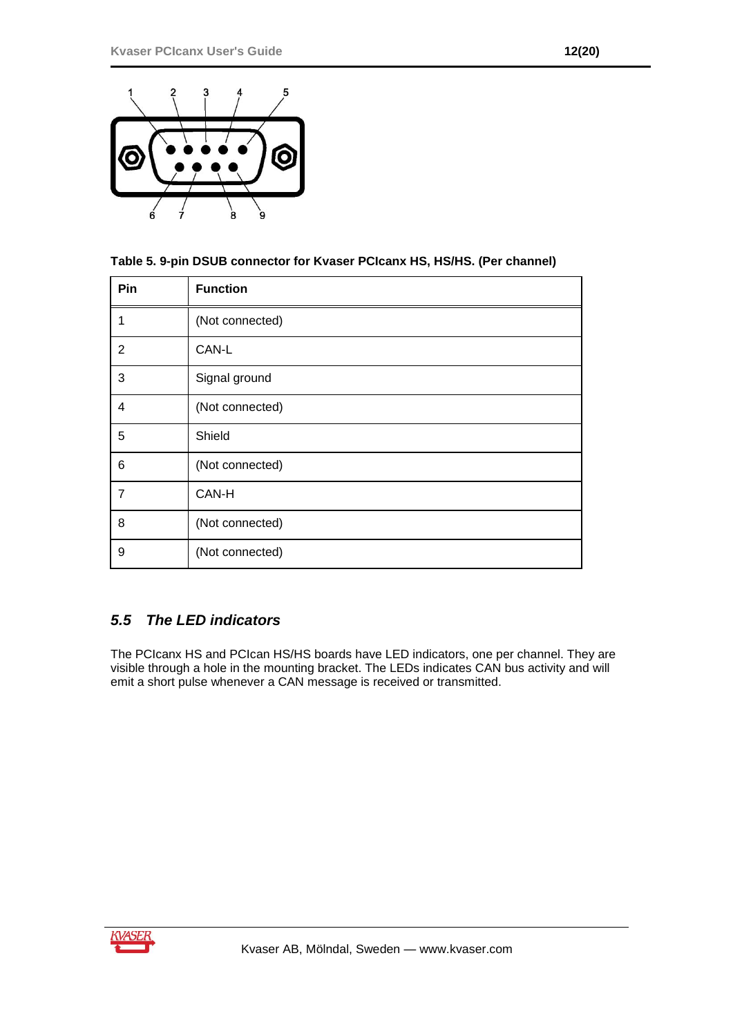**Table 5. 9-pin DSUB connector for Kvaser PCIcanx HS, HS/HS. (Per channel)**

| Pin | Function |
|---|---|
| 1 | (Not connected) |
| 2 | CAN-L |
| 3 | Signal ground |
| 4 | (Not connected) |
| 5 | Shield |
| 6 | (Not connected) |
| 7 | CAN-H |
| 8 | (Not connected) |
| 9 | (Not connected) |

## *5.5 The LED indicators*

The PCIcanx HS and PCIcan HS/HS boards have LED indicators, one per channel. They are visible through a hole in the mounting bracket. The LEDs indicates CAN bus activity and will emit a short pulse whenever a CAN message is received or transmitted.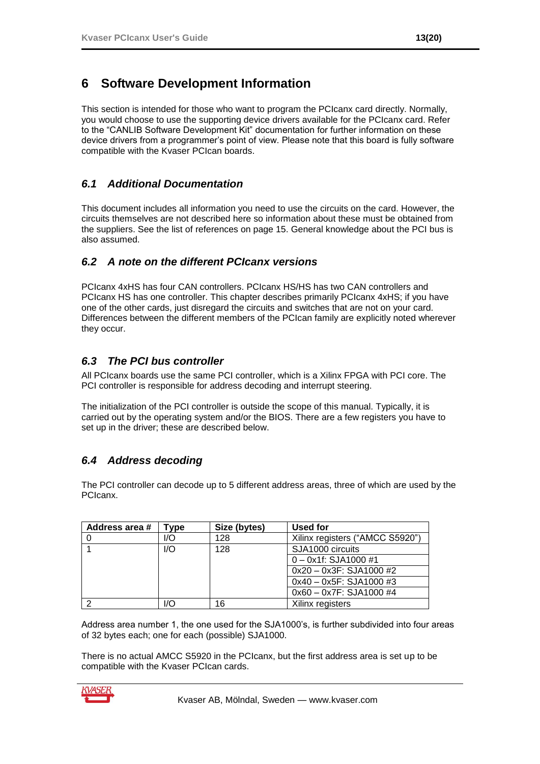# 6 Software Development Information

This section is intended for those who want to program the PCIcanx card directly. Normally, you would choose to use the supporting device drivers available for the PCIcanx card. Refer to the “CANLIB Software Development Kit” documentation for further information on these device drivers from a programmer’s point of view. Please note that this board is fully software compatible with the Kvaser PCIcan boards.

## *6.1 Additional Documentation*

This document includes all information you need to use the circuits on the card. However, the circuits themselves are not described here so information about these must be obtained from the suppliers. See the list of references on page 15. General knowledge about the PCI bus is also assumed.

## *6.2 A note on the different PCIcanx versions*

PCIcanx 4xHS has four CAN controllers. PCIcanx HS/HS has two CAN controllers and PCIcanx HS has one controller. This chapter describes primarily PCIcanx 4xHS; if you have one of the other cards, just disregard the circuits and switches that are not on your card. Differences between the different members of the PCIcan family are explicitly noted wherever they occur.

## *6.3 The PCI bus controller*

All PCIcanx boards use the same PCI controller, which is a Xilinx FPGA with PCI core. The PCI controller is responsible for address decoding and interrupt steering.

The initialization of the PCI controller is outside the scope of this manual. Typically, it is carried out by the operating system and/or the BIOS. There are a few registers you have to set up in the driver; these are described below.

## *6.4 Address decoding*

The PCI controller can decode up to 5 different address areas, three of which are used by the PCIcanx.

| Address area # | Type | Size (bytes) | Used for |
|---|---|---|---|
| 0 | I/O | 128 | Xilinx registers (“AMCC S5920”) |
| 1 | I/O | 128 | SJA1000 circuits |
| | | | 0 – 0x1f: SJA1000 #1 |
| | | | 0x20 – 0x3F: SJA1000 #2 |
| | | | 0x40 – 0x5F: SJA1000 #3 |
| | | | 0x60 – 0x7F: SJA1000 #4 |
| 2 | I/O | 16 | Xilinx registers |

Address area number 1, the one used for the SJA1000’s, is further subdivided into four areas of 32 bytes each; one for each (possible) SJA1000.

There is no actual AMCC S5920 in the PCIcanx, but the first address area is set up to be compatible with the Kvaser PCIcan cards.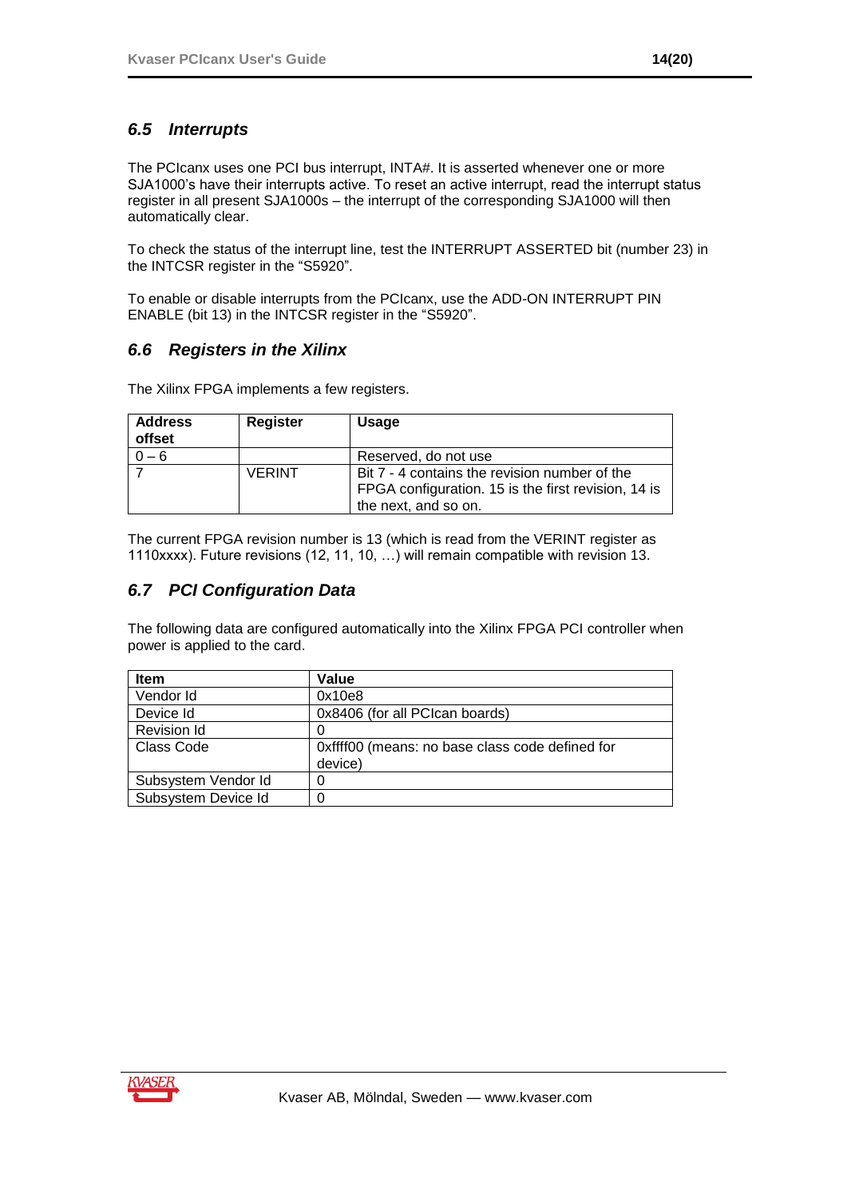### *6.5 Interrupts*

The PCIcanx uses one PCI bus interrupt, INTA#. It is asserted whenever one or more SJA1000's have their interrupts active. To reset an active interrupt, read the interrupt status register in all present SJA1000s – the interrupt of the corresponding SJA1000 will then automatically clear.

To check the status of the interrupt line, test the INTERRUPT ASSERTED bit (number 23) in the INTCSR register in the "S5920".

To enable or disable interrupts from the PCIcanx, use the ADD-ON INTERRUPT PIN ENABLE (bit 13) in the INTCSR register in the "S5920".

### *6.6 Registers in the Xilinx*

The Xilinx FPGA implements a few registers.

| Address offset | Register | Usage |
|---|---|---|
| 0 – 6 | | Reserved, do not use |
| 7 | VERINT | Bit 7 - 4 contains the revision number of the FPGA configuration. 15 is the first revision, 14 is the next, and so on. |

The current FPGA revision number is 13 (which is read from the VERINT register as 1110xxxx). Future revisions (12, 11, 10, …) will remain compatible with revision 13.

### *6.7 PCI Configuration Data*

The following data are configured automatically into the Xilinx FPGA PCI controller when power is applied to the card.

| Item | Value |
|---|---|
| Vendor Id | 0x10e8 |
| Device Id | 0x8406 (for all PCIcan boards) |
| Revision Id | 0 |
| Class Code | 0xffff00 (means: no base class code defined for device) |
| Subsystem Vendor Id | 0 |
| Subsystem Device Id | 0 |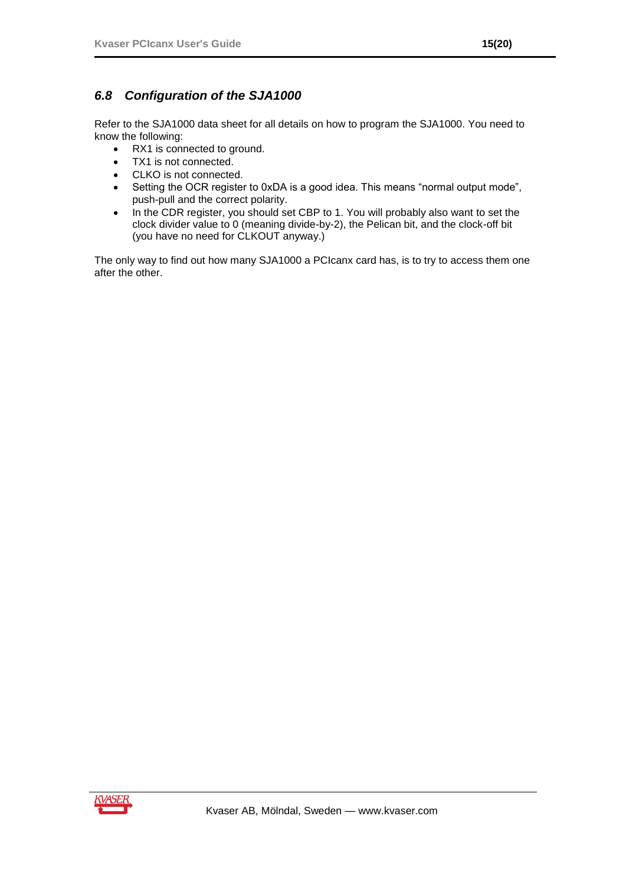## 6.8 Configuration of the SJA1000

Refer to the SJA1000 data sheet for all details on how to program the SJA1000. You need to know the following:

- RX1 is connected to ground.
- TX1 is not connected.
- CLKO is not connected.
- Setting the OCR register to 0xDA is a good idea. This means “normal output mode”, push-pull and the correct polarity.
- In the CDR register, you should set CBP to 1. You will probably also want to set the clock divider value to 0 (meaning divide-by-2), the Pelican bit, and the clock-off bit (you have no need for CLKOUT anyway.)

The only way to find out how many SJA1000 a PCIcanx card has, is to try to access them one after the other.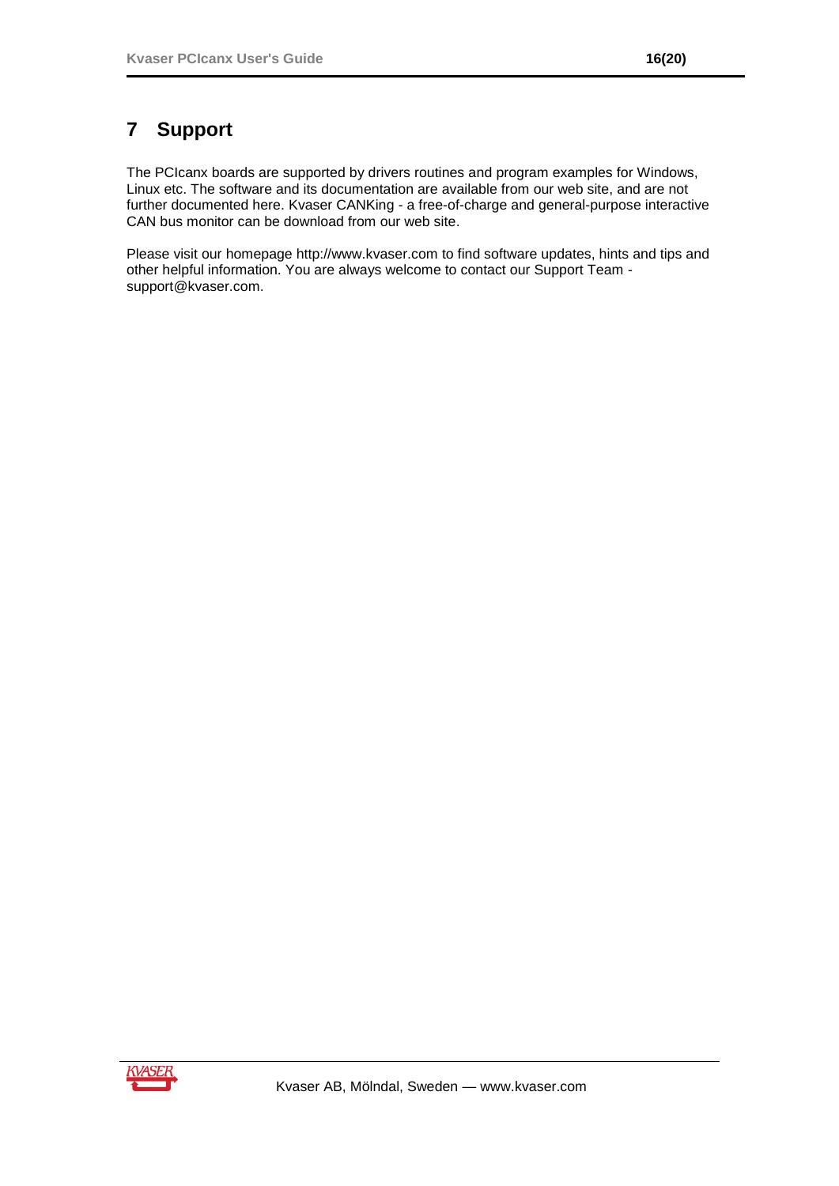# 7 Support

The PCIcanx boards are supported by drivers routines and program examples for Windows, Linux etc. The software and its documentation are available from our web site, and are not further documented here. Kvaser CANKing - a free-of-charge and general-purpose interactive CAN bus monitor can be download from our web site.

Please visit our homepage http://www.kvaser.com to find software updates, hints and tips and other helpful information. You are always welcome to contact our Support Team - support@kvaser.com.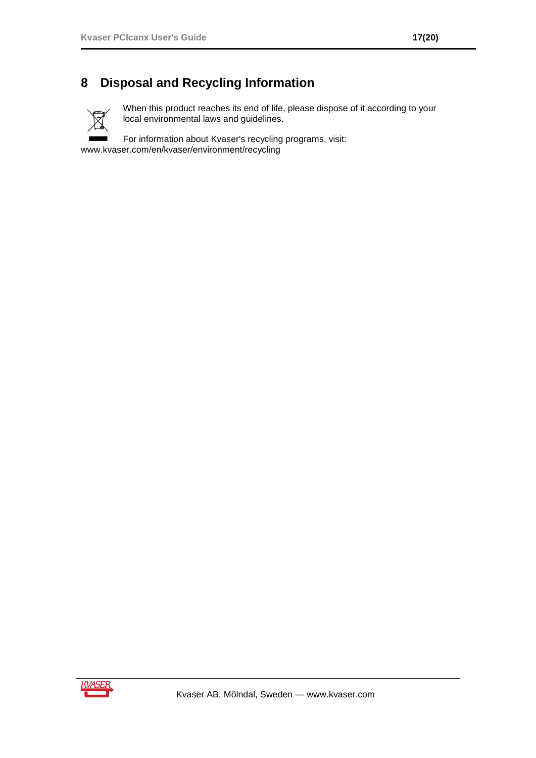# 8 Disposal and Recycling Information

When this product reaches its end of life, please dispose of it according to your local environmental laws and guidelines.

For information about Kvaser's recycling programs, visit:
www.kvaser.com/en/kvaser/environment/recycling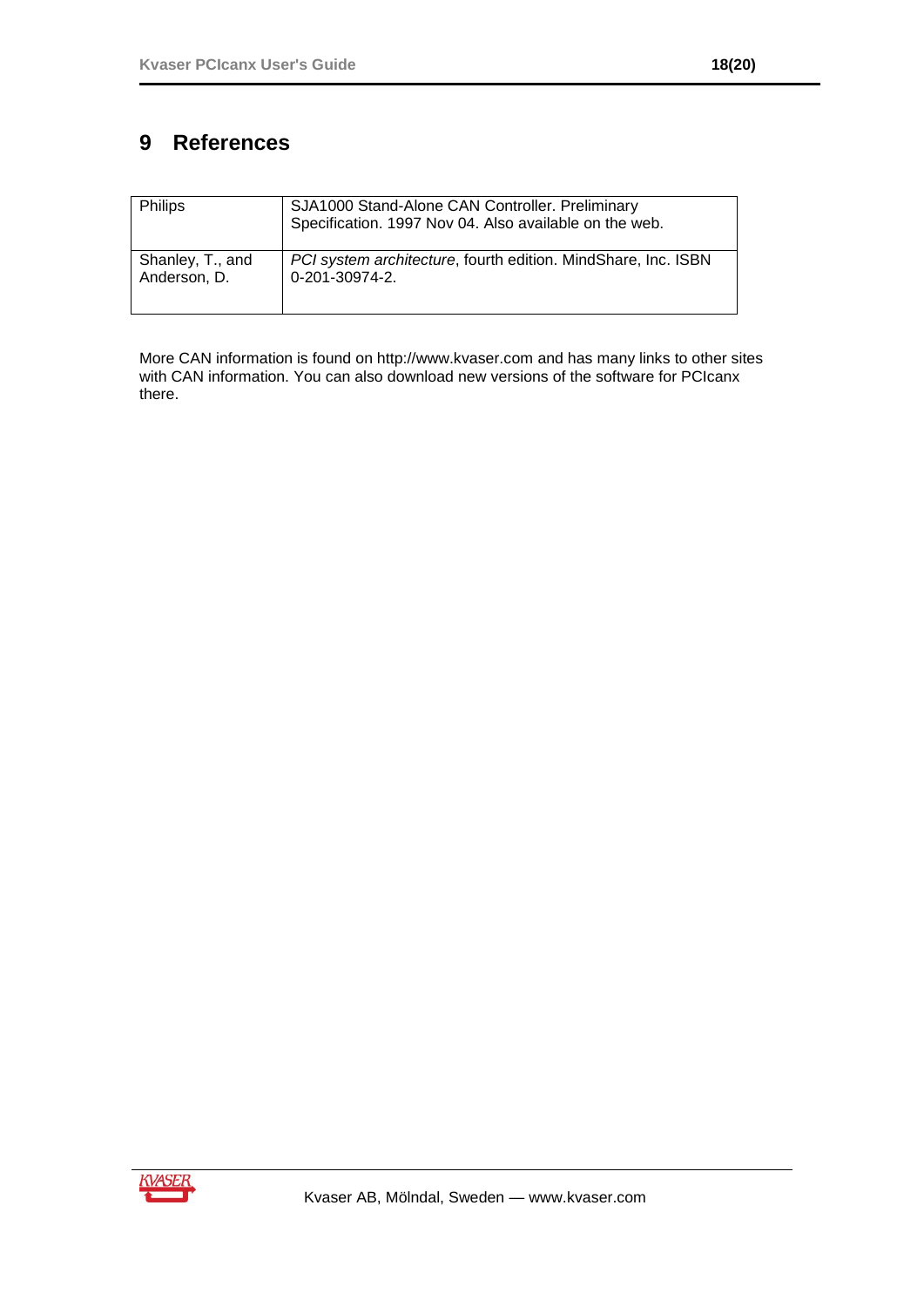# 9 References

| | |
|---|---|
| Philips | SJA1000 Stand-Alone CAN Controller. Preliminary Specification. 1997 Nov 04. Also available on the web. |
| Shanley, T., and Anderson, D. | *PCI system architecture*, fourth edition. MindShare, Inc. ISBN 0-201-30974-2. |

More CAN information is found on http://www.kvaser.com and has many links to other sites with CAN information. You can also download new versions of the software for PCIcanx there.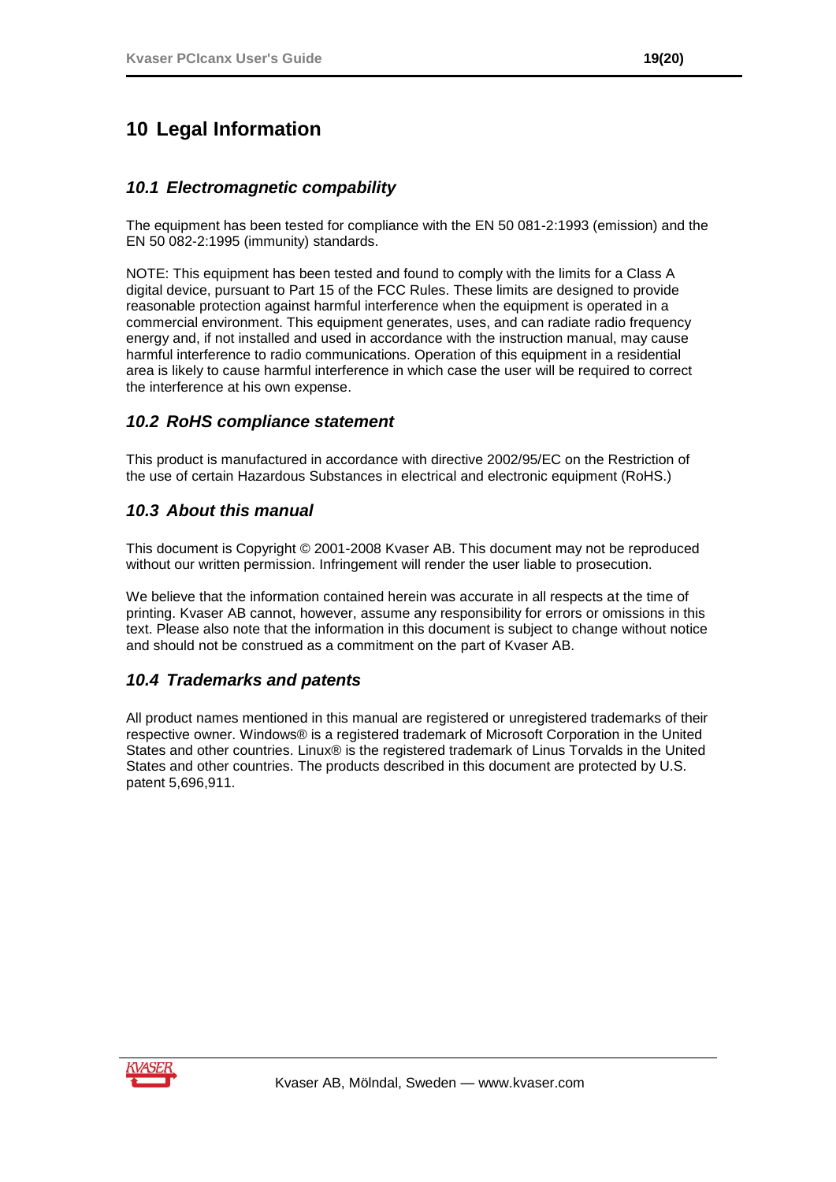# 10 Legal Information

## *10.1 Electromagnetic compability*

The equipment has been tested for compliance with the EN 50 081-2:1993 (emission) and the EN 50 082-2:1995 (immunity) standards.

NOTE: This equipment has been tested and found to comply with the limits for a Class A digital device, pursuant to Part 15 of the FCC Rules. These limits are designed to provide reasonable protection against harmful interference when the equipment is operated in a commercial environment. This equipment generates, uses, and can radiate radio frequency energy and, if not installed and used in accordance with the instruction manual, may cause harmful interference to radio communications. Operation of this equipment in a residential area is likely to cause harmful interference in which case the user will be required to correct the interference at his own expense.

## *10.2 RoHS compliance statement*

This product is manufactured in accordance with directive 2002/95/EC on the Restriction of the use of certain Hazardous Substances in electrical and electronic equipment (RoHS.)

## *10.3 About this manual*

This document is Copyright © 2001-2008 Kvaser AB. This document may not be reproduced without our written permission. Infringement will render the user liable to prosecution.

We believe that the information contained herein was accurate in all respects at the time of printing. Kvaser AB cannot, however, assume any responsibility for errors or omissions in this text. Please also note that the information in this document is subject to change without notice and should not be construed as a commitment on the part of Kvaser AB.

## *10.4 Trademarks and patents*

All product names mentioned in this manual are registered or unregistered trademarks of their respective owner. Windows® is a registered trademark of Microsoft Corporation in the United States and other countries. Linux® is the registered trademark of Linus Torvalds in the United States and other countries. The products described in this document are protected by U.S. patent 5,696,911.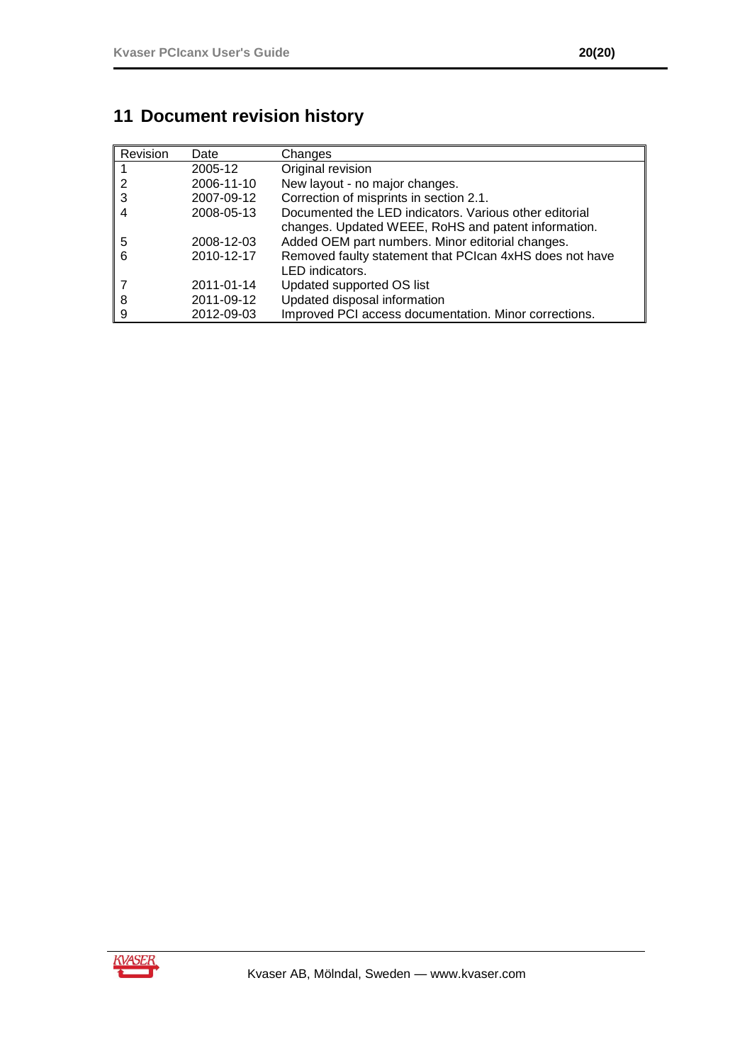# 11 Document revision history

| Revision | Date | Changes |
|---|---|---|
| 1 | 2005-12 | Original revision |
| 2 | 2006-11-10 | New layout - no major changes. |
| 3 | 2007-09-12 | Correction of misprints in section 2.1. |
| 4 | 2008-05-13 | Documented the LED indicators. Various other editorial changes. Updated WEEE, RoHS and patent information. |
| 5 | 2008-12-03 | Added OEM part numbers. Minor editorial changes. |
| 6 | 2010-12-17 | Removed faulty statement that PCIcan 4xHS does not have LED indicators. |
| 7 | 2011-01-14 | Updated supported OS list |
| 8 | 2011-09-12 | Updated disposal information |
| 9 | 2012-09-03 | Improved PCI access documentation. Minor corrections. |